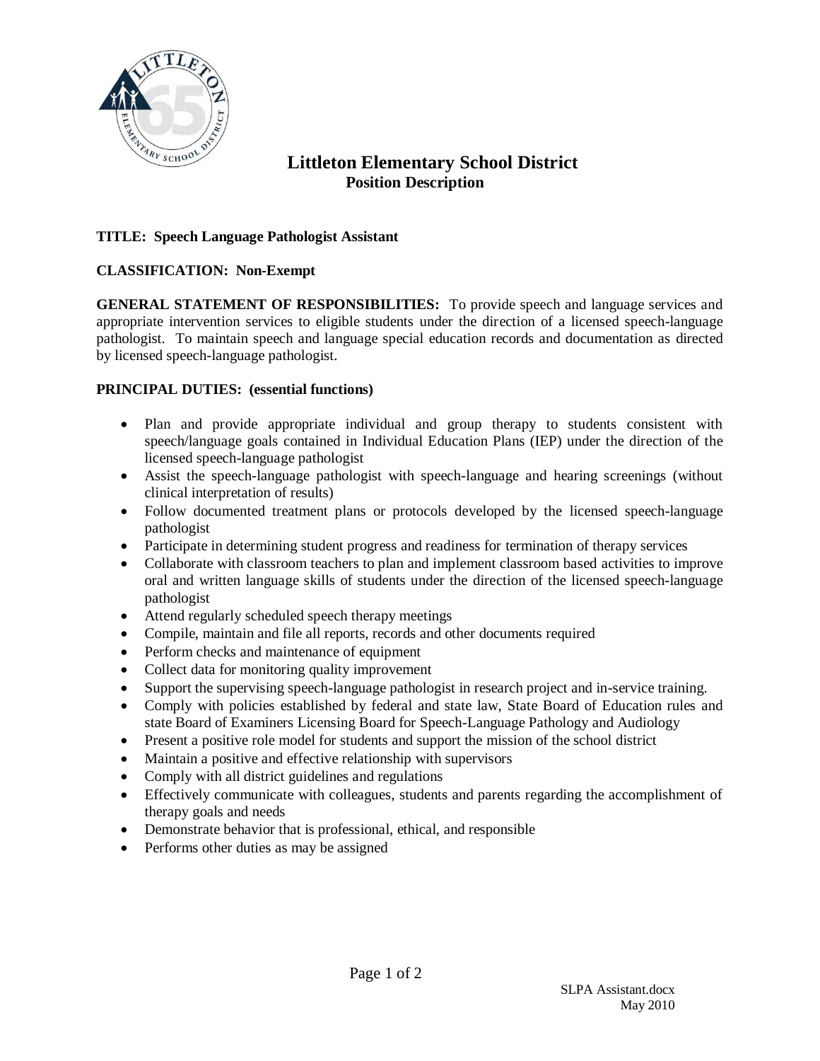# Littleton Elementary School District

## Position Description

**TITLE: Speech Language Pathologist Assistant**

**CLASSIFICATION: Non-Exempt**

**GENERAL STATEMENT OF RESPONSIBILITIES:** To provide speech and language services and appropriate intervention services to eligible students under the direction of a licensed speech-language pathologist. To maintain speech and language special education records and documentation as directed by licensed speech-language pathologist.

**PRINCIPAL DUTIES: (essential functions)**

- Plan and provide appropriate individual and group therapy to students consistent with speech/language goals contained in Individual Education Plans (IEP) under the direction of the licensed speech-language pathologist
- Assist the speech-language pathologist with speech-language and hearing screenings (without clinical interpretation of results)
- Follow documented treatment plans or protocols developed by the licensed speech-language pathologist
- Participate in determining student progress and readiness for termination of therapy services
- Collaborate with classroom teachers to plan and implement classroom based activities to improve oral and written language skills of students under the direction of the licensed speech-language pathologist
- Attend regularly scheduled speech therapy meetings
- Compile, maintain and file all reports, records and other documents required
- Perform checks and maintenance of equipment
- Collect data for monitoring quality improvement
- Support the supervising speech-language pathologist in research project and in-service training.
- Comply with policies established by federal and state law, State Board of Education rules and state Board of Examiners Licensing Board for Speech-Language Pathology and Audiology
- Present a positive role model for students and support the mission of the school district
- Maintain a positive and effective relationship with supervisors
- Comply with all district guidelines and regulations
- Effectively communicate with colleagues, students and parents regarding the accomplishment of therapy goals and needs
- Demonstrate behavior that is professional, ethical, and responsible
- Performs other duties as may be assigned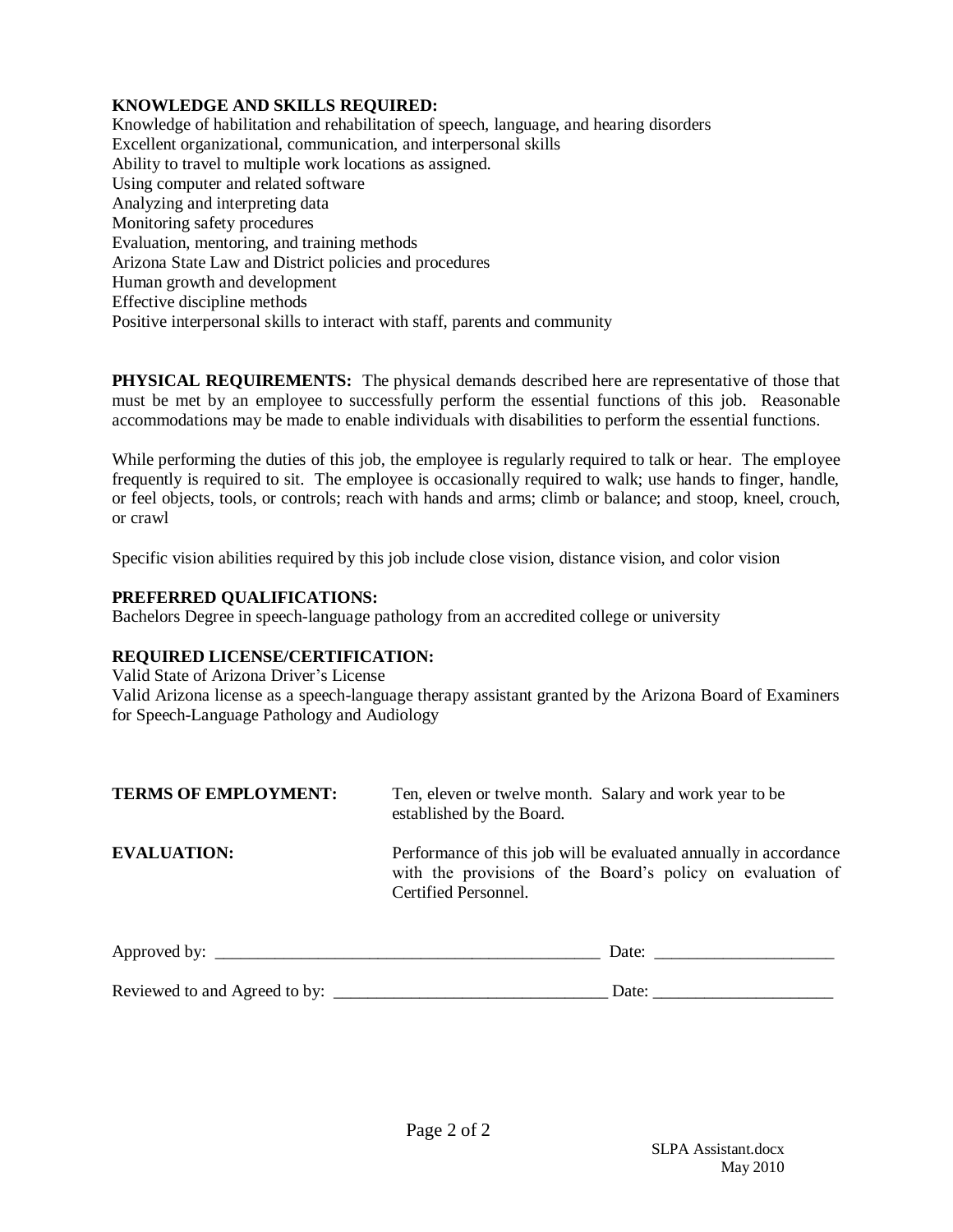**KNOWLEDGE AND SKILLS REQUIRED:**

Knowledge of habilitation and rehabilitation of speech, language, and hearing disorders
Excellent organizational, communication, and interpersonal skills
Ability to travel to multiple work locations as assigned.
Using computer and related software
Analyzing and interpreting data
Monitoring safety procedures
Evaluation, mentoring, and training methods
Arizona State Law and District policies and procedures
Human growth and development
Effective discipline methods
Positive interpersonal skills to interact with staff, parents and community

**PHYSICAL REQUIREMENTS:** The physical demands described here are representative of those that must be met by an employee to successfully perform the essential functions of this job. Reasonable accommodations may be made to enable individuals with disabilities to perform the essential functions.

While performing the duties of this job, the employee is regularly required to talk or hear. The employee frequently is required to sit. The employee is occasionally required to walk; use hands to finger, handle, or feel objects, tools, or controls; reach with hands and arms; climb or balance; and stoop, kneel, crouch, or crawl

Specific vision abilities required by this job include close vision, distance vision, and color vision

**PREFERRED QUALIFICATIONS:**

Bachelors Degree in speech-language pathology from an accredited college or university

**REQUIRED LICENSE/CERTIFICATION:**

Valid State of Arizona Driver's License
Valid Arizona license as a speech-language therapy assistant granted by the Arizona Board of Examiners for Speech-Language Pathology and Audiology

**TERMS OF EMPLOYMENT:** Ten, eleven or twelve month. Salary and work year to be established by the Board.

**EVALUATION:** Performance of this job will be evaluated annually in accordance with the provisions of the Board's policy on evaluation of Certified Personnel.

Approved by: ______________________________________________ Date: ____________________

Reviewed to and Agreed to by: _______________________________ Date: ____________________

SLPA Assistant.docx
May 2010